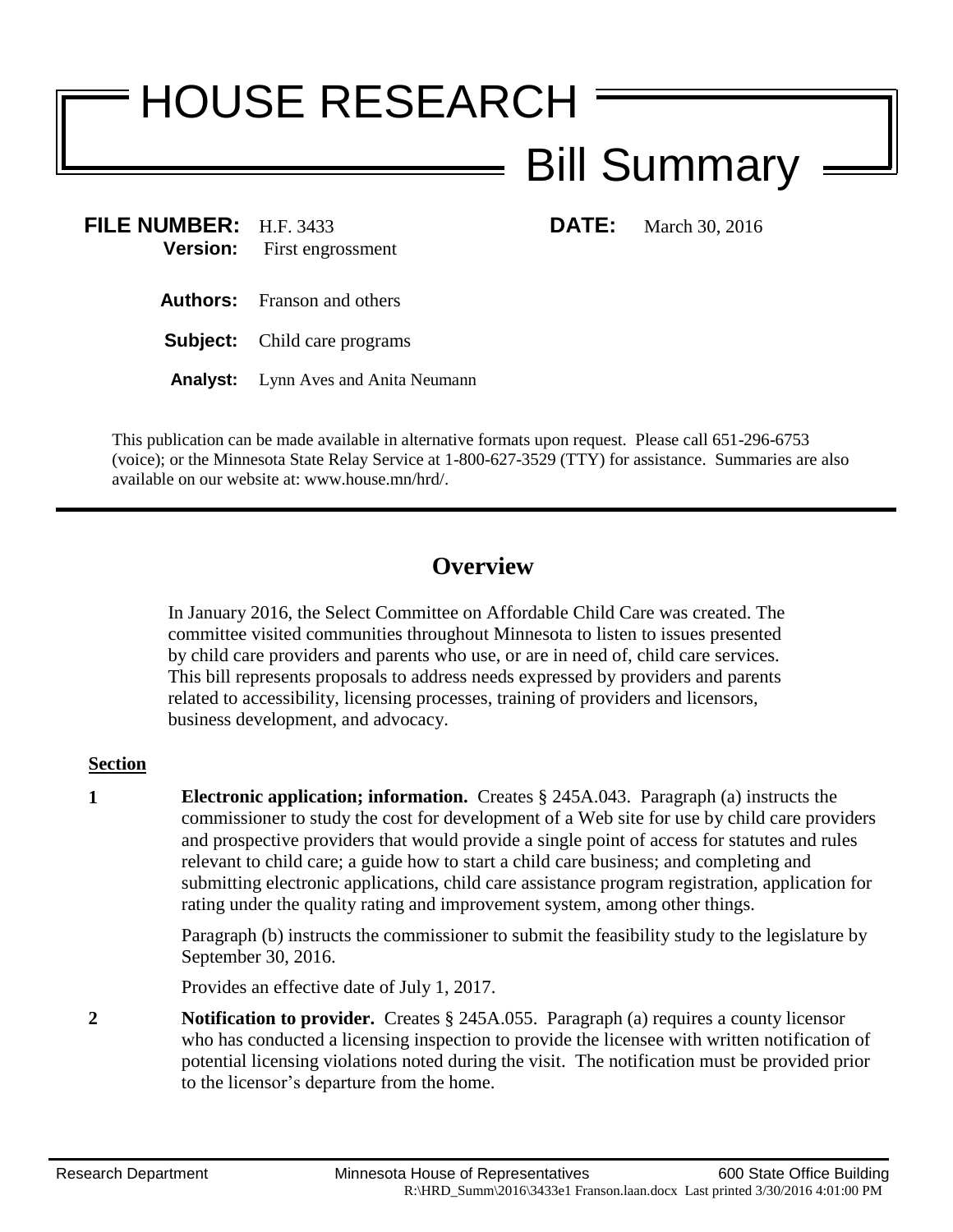# HOUSE RESEARCH

## Bill Summary

**FILE NUMBER:** H.F. 3433
**Version:** First engrossment

**DATE:** March 30, 2016

**Authors:** Franson and others

**Subject:** Child care programs

**Analyst:** Lynn Aves and Anita Neumann

This publication can be made available in alternative formats upon request. Please call 651-296-6753 (voice); or the Minnesota State Relay Service at 1-800-627-3529 (TTY) for assistance. Summaries are also available on our website at: www.house.mn/hrd/.

---

## Overview

In January 2016, the Select Committee on Affordable Child Care was created. The committee visited communities throughout Minnesota to listen to issues presented by child care providers and parents who use, or are in need of, child care services. This bill represents proposals to address needs expressed by providers and parents related to accessibility, licensing processes, training of providers and licensors, business development, and advocacy.

**Section**

**1** **Electronic application; information.** Creates § 245A.043. Paragraph (a) instructs the commissioner to study the cost for development of a Web site for use by child care providers and prospective providers that would provide a single point of access for statutes and rules relevant to child care; a guide how to start a child care business; and completing and submitting electronic applications, child care assistance program registration, application for rating under the quality rating and improvement system, among other things.

Paragraph (b) instructs the commissioner to submit the feasibility study to the legislature by September 30, 2016.

Provides an effective date of July 1, 2017.

**2** **Notification to provider.** Creates § 245A.055. Paragraph (a) requires a county licensor who has conducted a licensing inspection to provide the licensee with written notification of potential licensing violations noted during the visit. The notification must be provided prior to the licensor's departure from the home.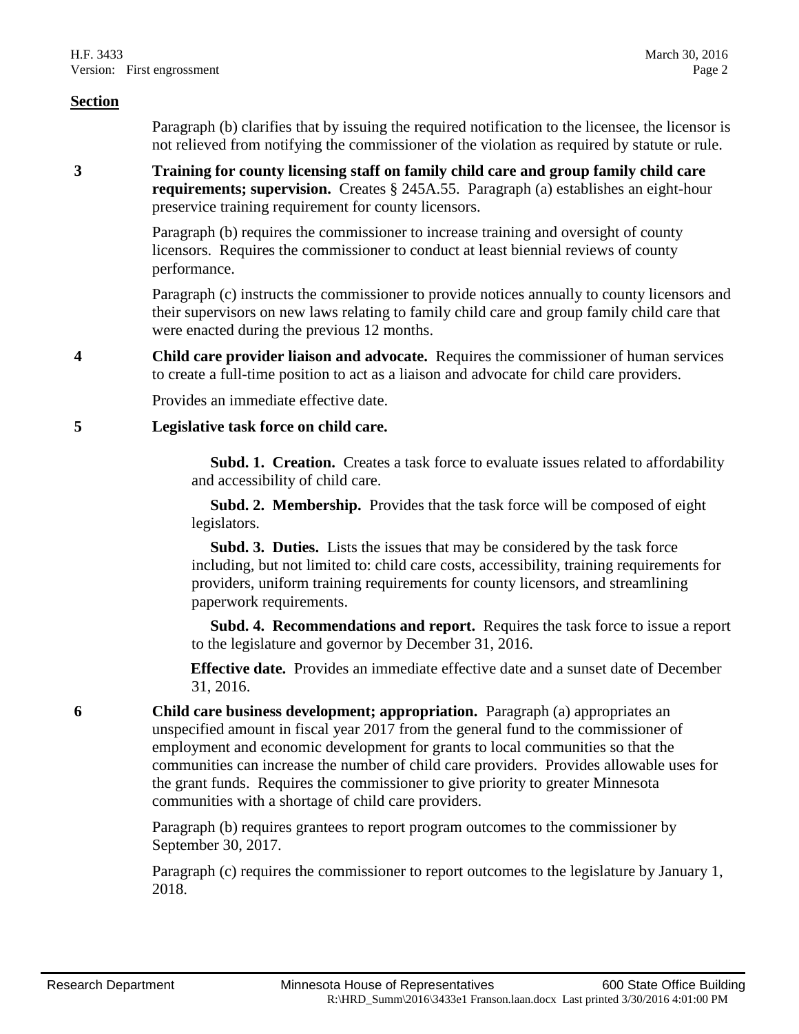**Section**

Paragraph (b) clarifies that by issuing the required notification to the licensee, the licensor is not relieved from notifying the commissioner of the violation as required by statute or rule.

**3** **Training for county licensing staff on family child care and group family child care requirements; supervision.** Creates § 245A.55. Paragraph (a) establishes an eight-hour preservice training requirement for county licensors.

Paragraph (b) requires the commissioner to increase training and oversight of county licensors. Requires the commissioner to conduct at least biennial reviews of county performance.

Paragraph (c) instructs the commissioner to provide notices annually to county licensors and their supervisors on new laws relating to family child care and group family child care that were enacted during the previous 12 months.

**4** **Child care provider liaison and advocate.** Requires the commissioner of human services to create a full-time position to act as a liaison and advocate for child care providers.

Provides an immediate effective date.

**5** **Legislative task force on child care.**

**Subd. 1. Creation.** Creates a task force to evaluate issues related to affordability and accessibility of child care.

**Subd. 2. Membership.** Provides that the task force will be composed of eight legislators.

**Subd. 3. Duties.** Lists the issues that may be considered by the task force including, but not limited to: child care costs, accessibility, training requirements for providers, uniform training requirements for county licensors, and streamlining paperwork requirements.

**Subd. 4. Recommendations and report.** Requires the task force to issue a report to the legislature and governor by December 31, 2016.

**Effective date.** Provides an immediate effective date and a sunset date of December 31, 2016.

**6** **Child care business development; appropriation.** Paragraph (a) appropriates an unspecified amount in fiscal year 2017 from the general fund to the commissioner of employment and economic development for grants to local communities so that the communities can increase the number of child care providers. Provides allowable uses for the grant funds. Requires the commissioner to give priority to greater Minnesota communities with a shortage of child care providers.

Paragraph (b) requires grantees to report program outcomes to the commissioner by September 30, 2017.

Paragraph (c) requires the commissioner to report outcomes to the legislature by January 1, 2018.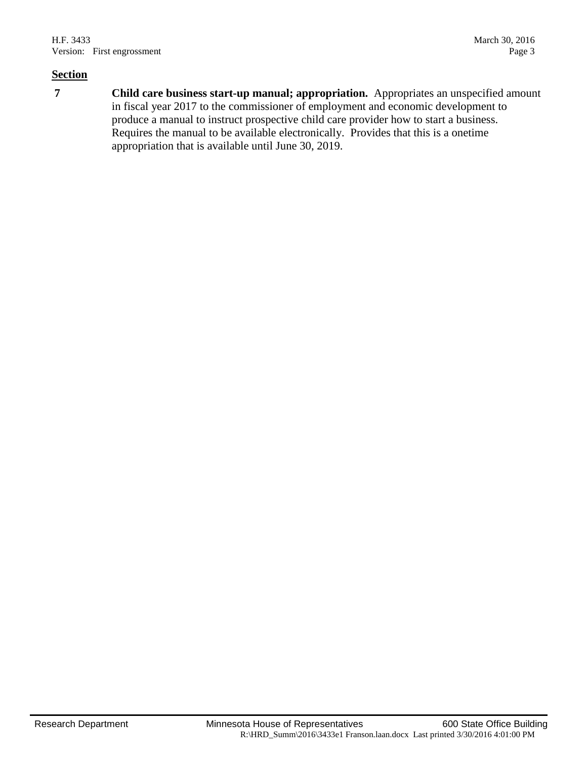**Section**

**7** **Child care business start-up manual; appropriation.** Appropriates an unspecified amount in fiscal year 2017 to the commissioner of employment and economic development to produce a manual to instruct prospective child care provider how to start a business. Requires the manual to be available electronically. Provides that this is a onetime appropriation that is available until June 30, 2019.